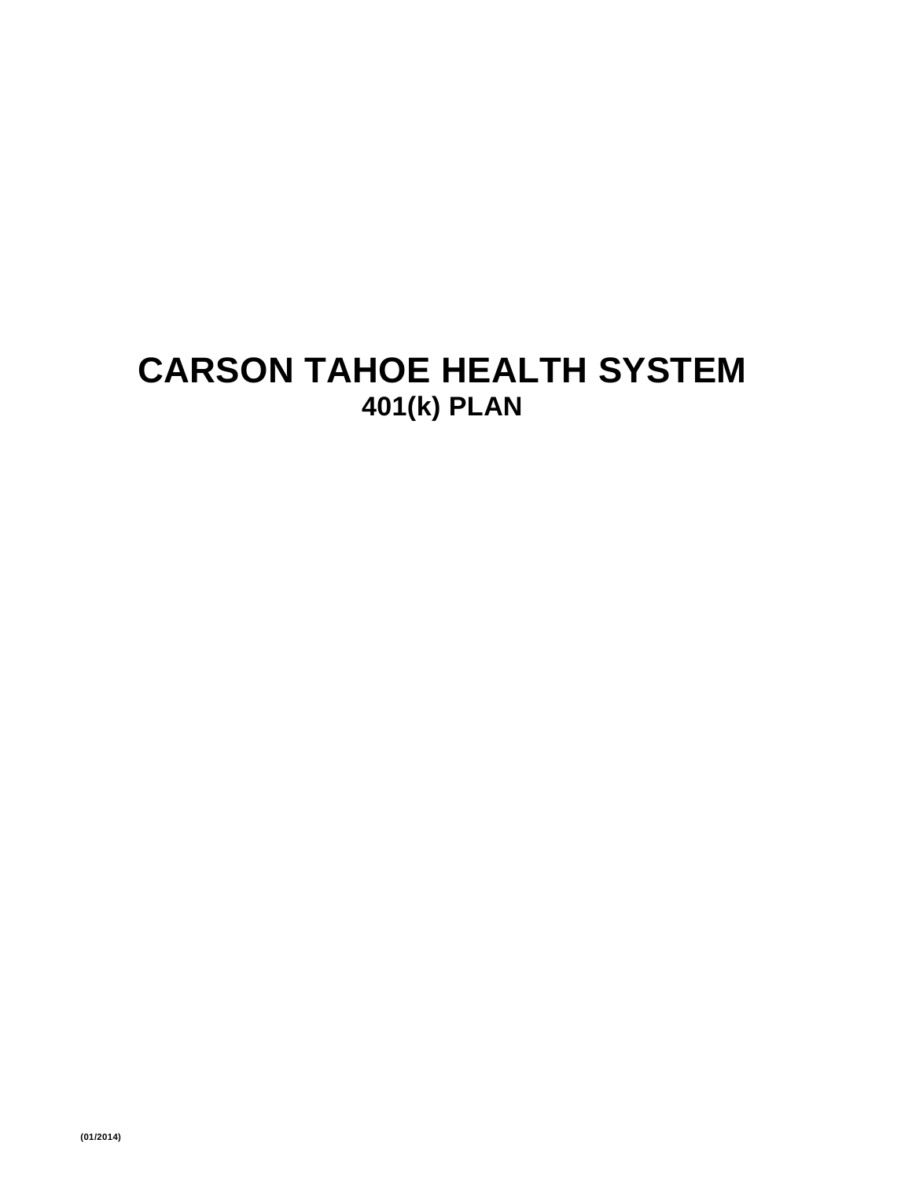# CARSON TAHOE HEALTH SYSTEM

## 401(k) PLAN

(01/2014)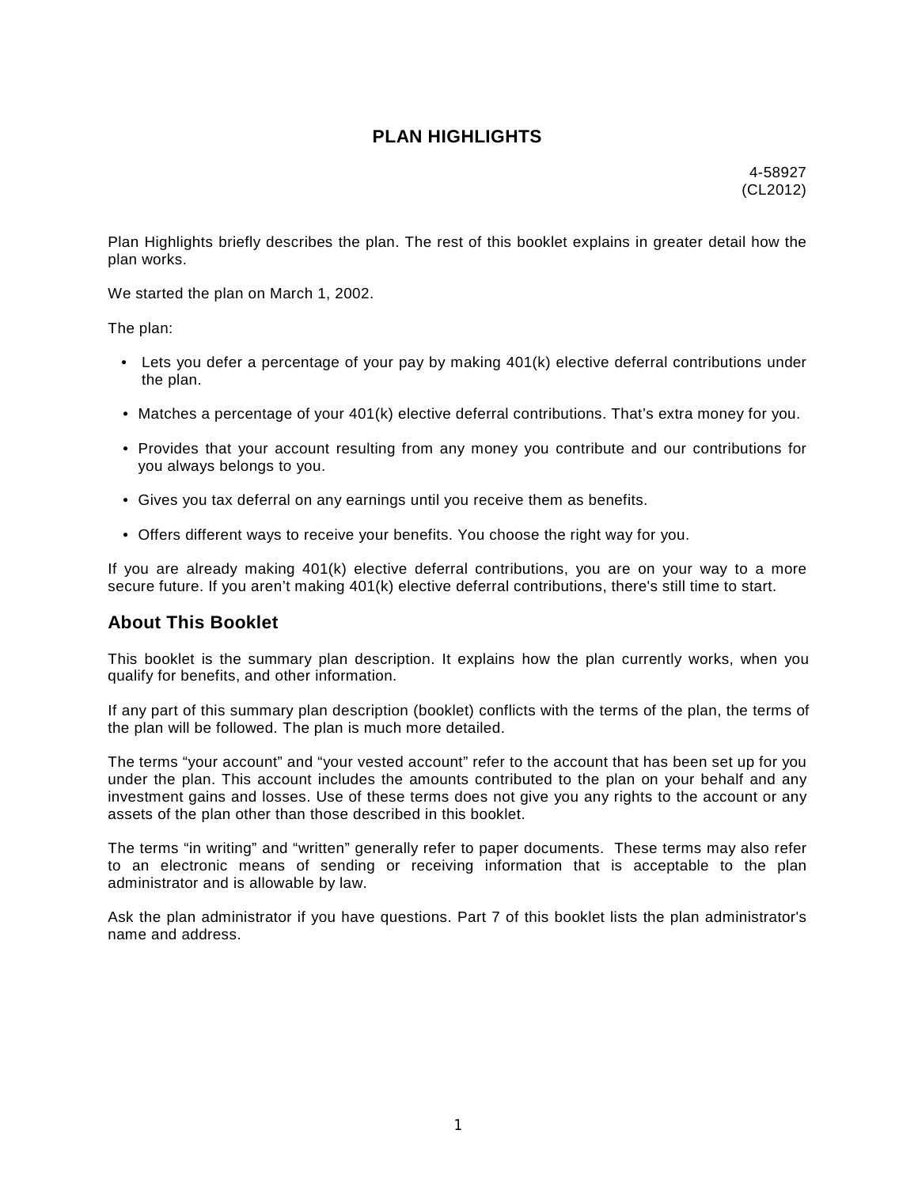# PLAN HIGHLIGHTS

4-58927
(CL2012)

Plan Highlights briefly describes the plan. The rest of this booklet explains in greater detail how the plan works.

We started the plan on March 1, 2002.

The plan:

- Lets you defer a percentage of your pay by making 401(k) elective deferral contributions under the plan.
- Matches a percentage of your 401(k) elective deferral contributions. That's extra money for you.
- Provides that your account resulting from any money you contribute and our contributions for you always belongs to you.
- Gives you tax deferral on any earnings until you receive them as benefits.
- Offers different ways to receive your benefits. You choose the right way for you.

If you are already making 401(k) elective deferral contributions, you are on your way to a more secure future. If you aren't making 401(k) elective deferral contributions, there's still time to start.

## About This Booklet

This booklet is the summary plan description. It explains how the plan currently works, when you qualify for benefits, and other information.

If any part of this summary plan description (booklet) conflicts with the terms of the plan, the terms of the plan will be followed. The plan is much more detailed.

The terms "your account" and "your vested account" refer to the account that has been set up for you under the plan. This account includes the amounts contributed to the plan on your behalf and any investment gains and losses. Use of these terms does not give you any rights to the account or any assets of the plan other than those described in this booklet.

The terms "in writing" and "written" generally refer to paper documents. These terms may also refer to an electronic means of sending or receiving information that is acceptable to the plan administrator and is allowable by law.

Ask the plan administrator if you have questions. Part 7 of this booklet lists the plan administrator's name and address.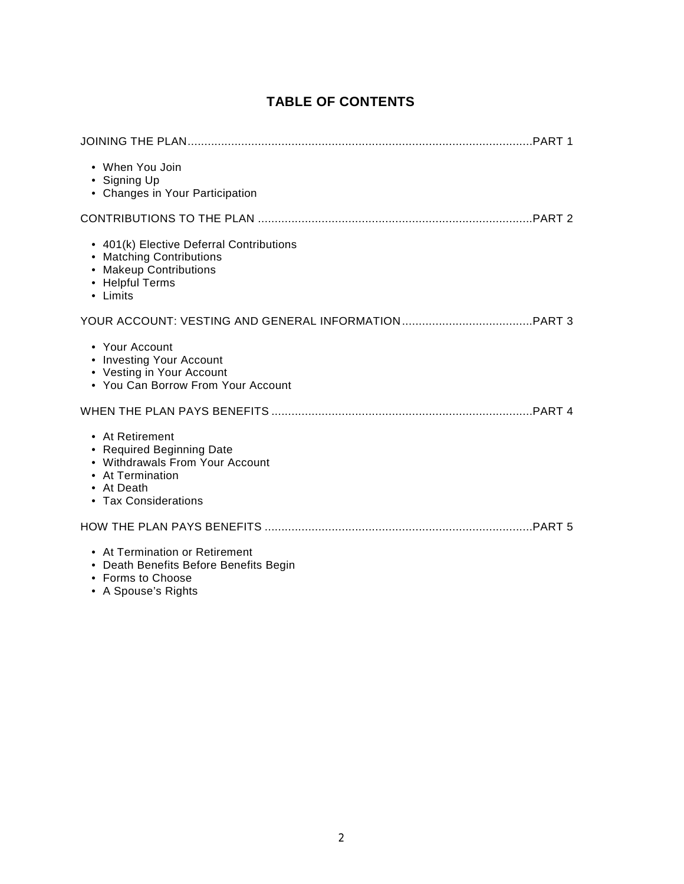# TABLE OF CONTENTS

JOINING THE PLAN....................................................................................................PART 1

- When You Join
- Signing Up
- Changes in Your Participation

CONTRIBUTIONS TO THE PLAN ..................................................................................PART 2

- 401(k) Elective Deferral Contributions
- Matching Contributions
- Makeup Contributions
- Helpful Terms
- Limits

YOUR ACCOUNT: VESTING AND GENERAL INFORMATION.......................................PART 3

- Your Account
- Investing Your Account
- Vesting in Your Account
- You Can Borrow From Your Account

WHEN THE PLAN PAYS BENEFITS ..............................................................................PART 4

- At Retirement
- Required Beginning Date
- Withdrawals From Your Account
- At Termination
- At Death
- Tax Considerations

HOW THE PLAN PAYS BENEFITS ................................................................................PART 5

- At Termination or Retirement
- Death Benefits Before Benefits Begin
- Forms to Choose
- A Spouse's Rights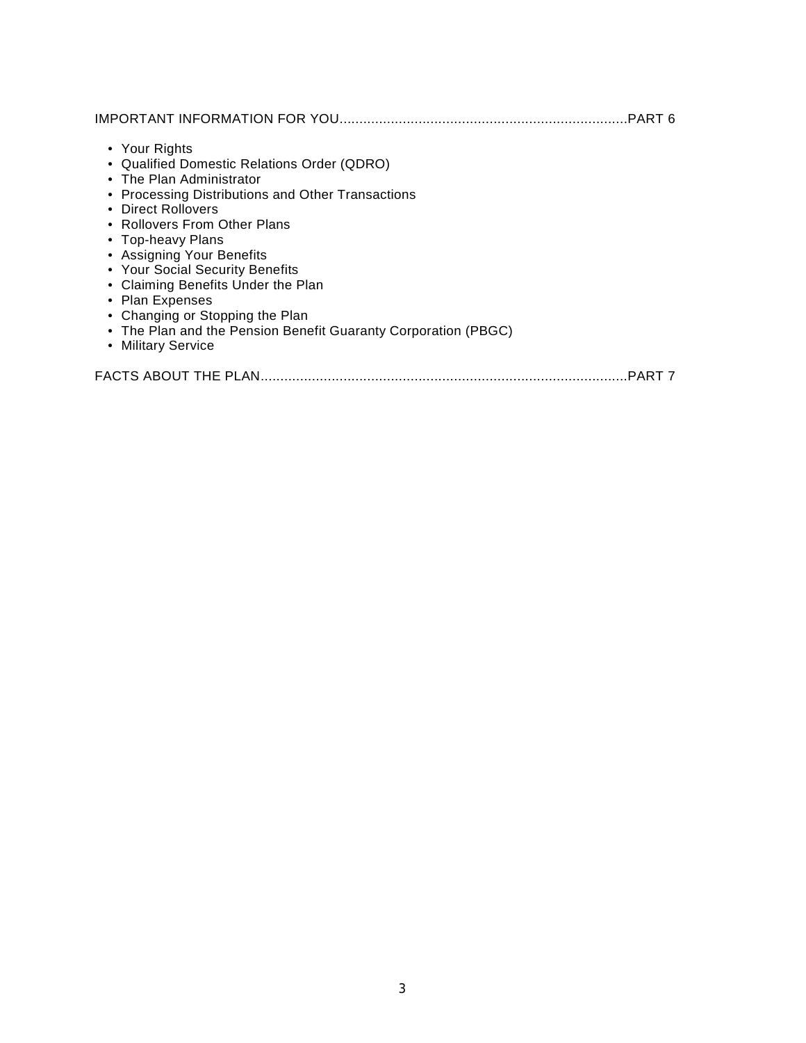IMPORTANT INFORMATION FOR YOU........................................................................PART 6

- Your Rights
- Qualified Domestic Relations Order (QDRO)
- The Plan Administrator
- Processing Distributions and Other Transactions
- Direct Rollovers
- Rollovers From Other Plans
- Top-heavy Plans
- Assigning Your Benefits
- Your Social Security Benefits
- Claiming Benefits Under the Plan
- Plan Expenses
- Changing or Stopping the Plan
- The Plan and the Pension Benefit Guaranty Corporation (PBGC)
- Military Service

FACTS ABOUT THE PLAN............................................................................................PART 7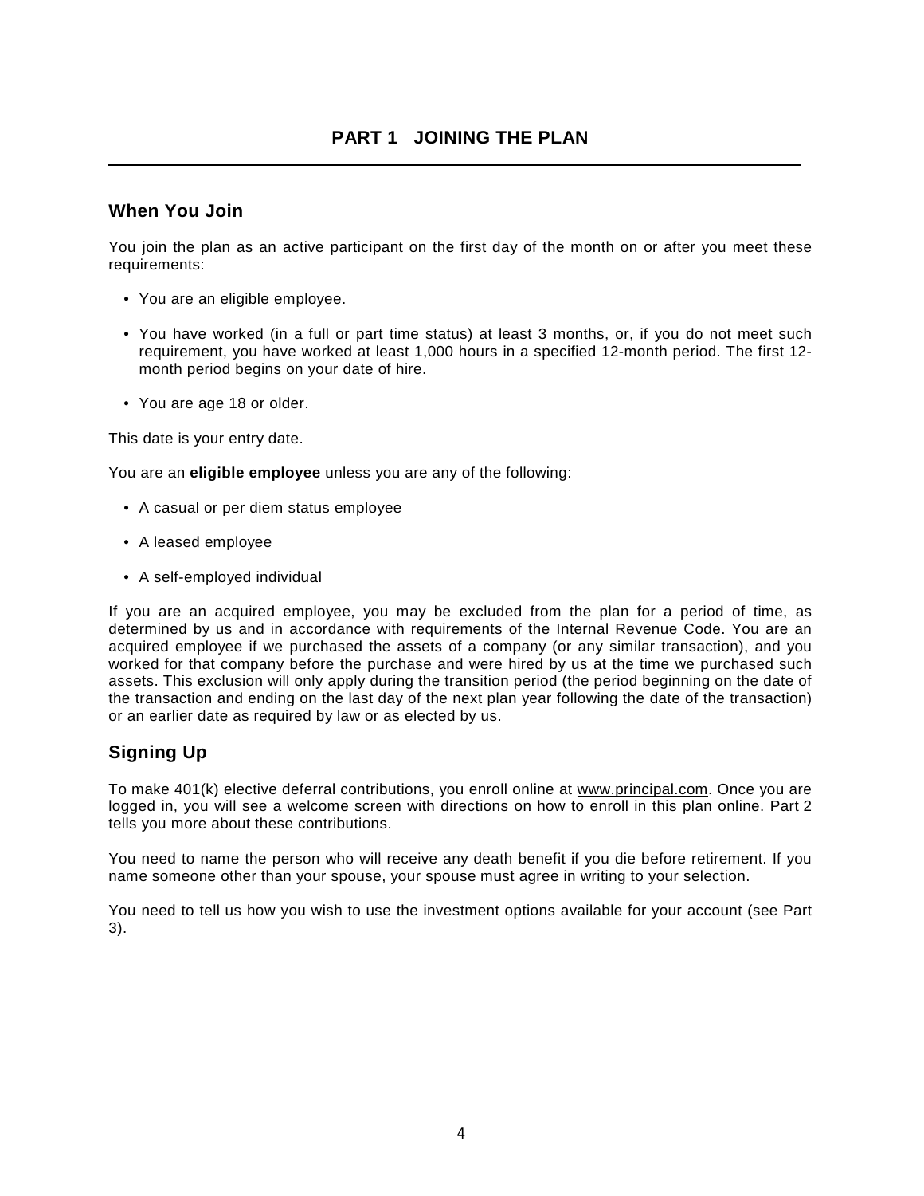# PART 1 JOINING THE PLAN

## When You Join

You join the plan as an active participant on the first day of the month on or after you meet these requirements:

- You are an eligible employee.
- You have worked (in a full or part time status) at least 3 months, or, if you do not meet such requirement, you have worked at least 1,000 hours in a specified 12-month period. The first 12-month period begins on your date of hire.
- You are age 18 or older.

This date is your entry date.

You are an **eligible employee** unless you are any of the following:

- A casual or per diem status employee
- A leased employee
- A self-employed individual

If you are an acquired employee, you may be excluded from the plan for a period of time, as determined by us and in accordance with requirements of the Internal Revenue Code. You are an acquired employee if we purchased the assets of a company (or any similar transaction), and you worked for that company before the purchase and were hired by us at the time we purchased such assets. This exclusion will only apply during the transition period (the period beginning on the date of the transaction and ending on the last day of the next plan year following the date of the transaction) or an earlier date as required by law or as elected by us.

## Signing Up

To make 401(k) elective deferral contributions, you enroll online at www.principal.com. Once you are logged in, you will see a welcome screen with directions on how to enroll in this plan online. Part 2 tells you more about these contributions.

You need to name the person who will receive any death benefit if you die before retirement. If you name someone other than your spouse, your spouse must agree in writing to your selection.

You need to tell us how you wish to use the investment options available for your account (see Part 3).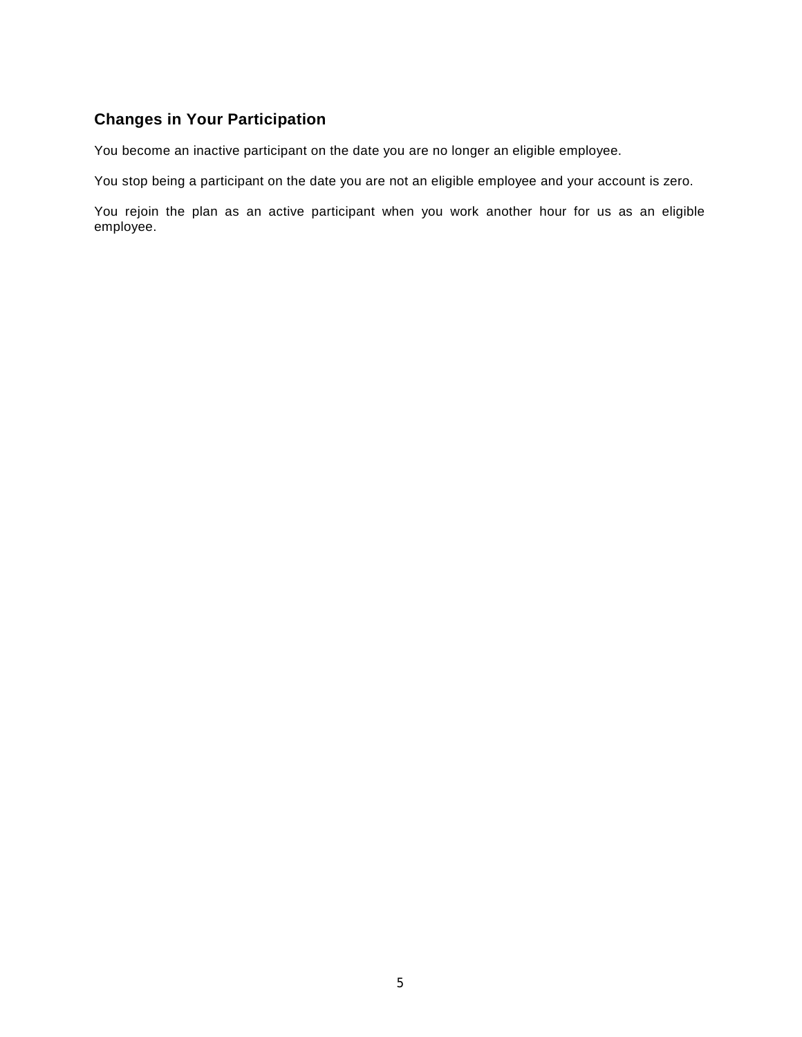## Changes in Your Participation

You become an inactive participant on the date you are no longer an eligible employee.

You stop being a participant on the date you are not an eligible employee and your account is zero.

You rejoin the plan as an active participant when you work another hour for us as an eligible employee.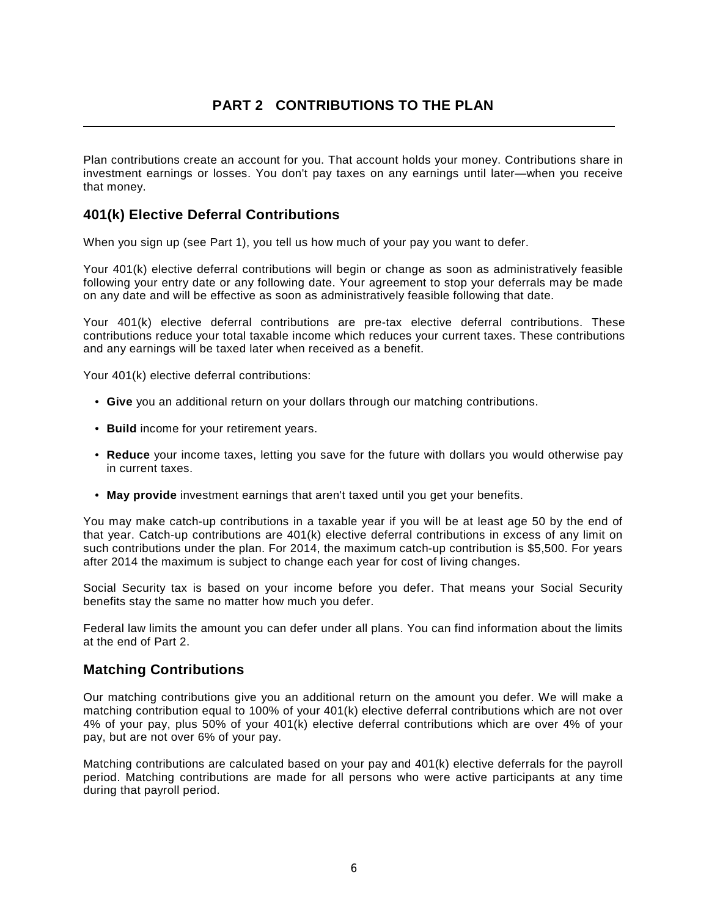# PART 2 CONTRIBUTIONS TO THE PLAN

Plan contributions create an account for you. That account holds your money. Contributions share in investment earnings or losses. You don't pay taxes on any earnings until later—when you receive that money.

## 401(k) Elective Deferral Contributions

When you sign up (see Part 1), you tell us how much of your pay you want to defer.

Your 401(k) elective deferral contributions will begin or change as soon as administratively feasible following your entry date or any following date. Your agreement to stop your deferrals may be made on any date and will be effective as soon as administratively feasible following that date.

Your 401(k) elective deferral contributions are pre-tax elective deferral contributions. These contributions reduce your total taxable income which reduces your current taxes. These contributions and any earnings will be taxed later when received as a benefit.

Your 401(k) elective deferral contributions:

- **Give** you an additional return on your dollars through our matching contributions.
- **Build** income for your retirement years.
- **Reduce** your income taxes, letting you save for the future with dollars you would otherwise pay in current taxes.
- **May provide** investment earnings that aren't taxed until you get your benefits.

You may make catch-up contributions in a taxable year if you will be at least age 50 by the end of that year. Catch-up contributions are 401(k) elective deferral contributions in excess of any limit on such contributions under the plan. For 2014, the maximum catch-up contribution is $5,500. For years after 2014 the maximum is subject to change each year for cost of living changes.

Social Security tax is based on your income before you defer. That means your Social Security benefits stay the same no matter how much you defer.

Federal law limits the amount you can defer under all plans. You can find information about the limits at the end of Part 2.

## Matching Contributions

Our matching contributions give you an additional return on the amount you defer. We will make a matching contribution equal to 100% of your 401(k) elective deferral contributions which are not over 4% of your pay, plus 50% of your 401(k) elective deferral contributions which are over 4% of your pay, but are not over 6% of your pay.

Matching contributions are calculated based on your pay and 401(k) elective deferrals for the payroll period. Matching contributions are made for all persons who were active participants at any time during that payroll period.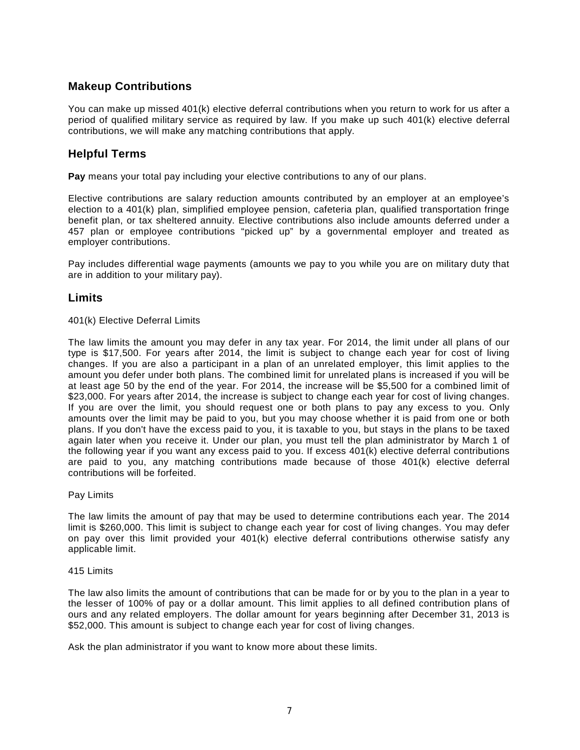## Makeup Contributions

You can make up missed 401(k) elective deferral contributions when you return to work for us after a period of qualified military service as required by law. If you make up such 401(k) elective deferral contributions, we will make any matching contributions that apply.

## Helpful Terms

**Pay** means your total pay including your elective contributions to any of our plans.

Elective contributions are salary reduction amounts contributed by an employer at an employee's election to a 401(k) plan, simplified employee pension, cafeteria plan, qualified transportation fringe benefit plan, or tax sheltered annuity. Elective contributions also include amounts deferred under a 457 plan or employee contributions "picked up" by a governmental employer and treated as employer contributions.

Pay includes differential wage payments (amounts we pay to you while you are on military duty that are in addition to your military pay).

## Limits

401(k) Elective Deferral Limits

The law limits the amount you may defer in any tax year. For 2014, the limit under all plans of our type is $17,500. For years after 2014, the limit is subject to change each year for cost of living changes. If you are also a participant in a plan of an unrelated employer, this limit applies to the amount you defer under both plans. The combined limit for unrelated plans is increased if you will be at least age 50 by the end of the year. For 2014, the increase will be $5,500 for a combined limit of $23,000. For years after 2014, the increase is subject to change each year for cost of living changes. If you are over the limit, you should request one or both plans to pay any excess to you. Only amounts over the limit may be paid to you, but you may choose whether it is paid from one or both plans. If you don't have the excess paid to you, it is taxable to you, but stays in the plans to be taxed again later when you receive it. Under our plan, you must tell the plan administrator by March 1 of the following year if you want any excess paid to you. If excess 401(k) elective deferral contributions are paid to you, any matching contributions made because of those 401(k) elective deferral contributions will be forfeited.

Pay Limits

The law limits the amount of pay that may be used to determine contributions each year. The 2014 limit is $260,000. This limit is subject to change each year for cost of living changes. You may defer on pay over this limit provided your 401(k) elective deferral contributions otherwise satisfy any applicable limit.

415 Limits

The law also limits the amount of contributions that can be made for or by you to the plan in a year to the lesser of 100% of pay or a dollar amount. This limit applies to all defined contribution plans of ours and any related employers. The dollar amount for years beginning after December 31, 2013 is $52,000. This amount is subject to change each year for cost of living changes.

Ask the plan administrator if you want to know more about these limits.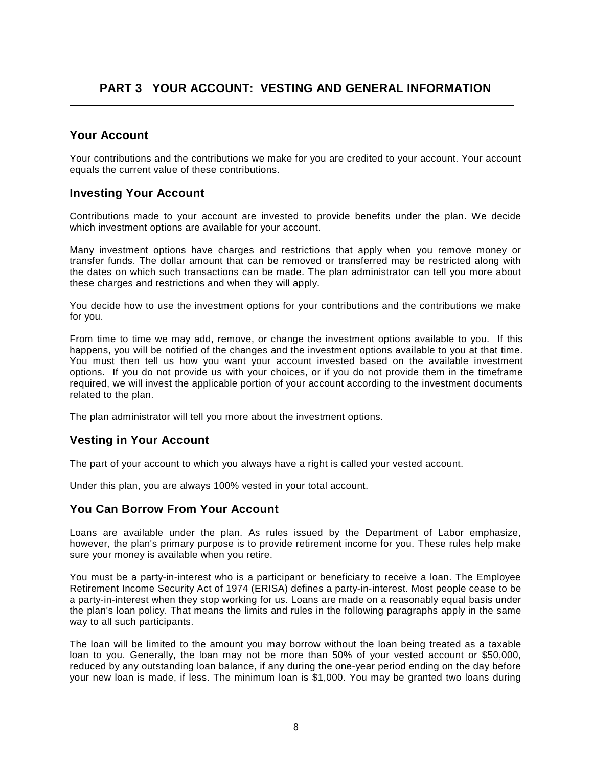# PART 3 YOUR ACCOUNT: VESTING AND GENERAL INFORMATION

## Your Account

Your contributions and the contributions we make for you are credited to your account. Your account equals the current value of these contributions.

## Investing Your Account

Contributions made to your account are invested to provide benefits under the plan. We decide which investment options are available for your account.

Many investment options have charges and restrictions that apply when you remove money or transfer funds. The dollar amount that can be removed or transferred may be restricted along with the dates on which such transactions can be made. The plan administrator can tell you more about these charges and restrictions and when they will apply.

You decide how to use the investment options for your contributions and the contributions we make for you.

From time to time we may add, remove, or change the investment options available to you. If this happens, you will be notified of the changes and the investment options available to you at that time. You must then tell us how you want your account invested based on the available investment options. If you do not provide us with your choices, or if you do not provide them in the timeframe required, we will invest the applicable portion of your account according to the investment documents related to the plan.

The plan administrator will tell you more about the investment options.

## Vesting in Your Account

The part of your account to which you always have a right is called your vested account.

Under this plan, you are always 100% vested in your total account.

## You Can Borrow From Your Account

Loans are available under the plan. As rules issued by the Department of Labor emphasize, however, the plan's primary purpose is to provide retirement income for you. These rules help make sure your money is available when you retire.

You must be a party-in-interest who is a participant or beneficiary to receive a loan. The Employee Retirement Income Security Act of 1974 (ERISA) defines a party-in-interest. Most people cease to be a party-in-interest when they stop working for us. Loans are made on a reasonably equal basis under the plan's loan policy. That means the limits and rules in the following paragraphs apply in the same way to all such participants.

The loan will be limited to the amount you may borrow without the loan being treated as a taxable loan to you. Generally, the loan may not be more than 50% of your vested account or $50,000, reduced by any outstanding loan balance, if any during the one-year period ending on the day before your new loan is made, if less. The minimum loan is $1,000. You may be granted two loans during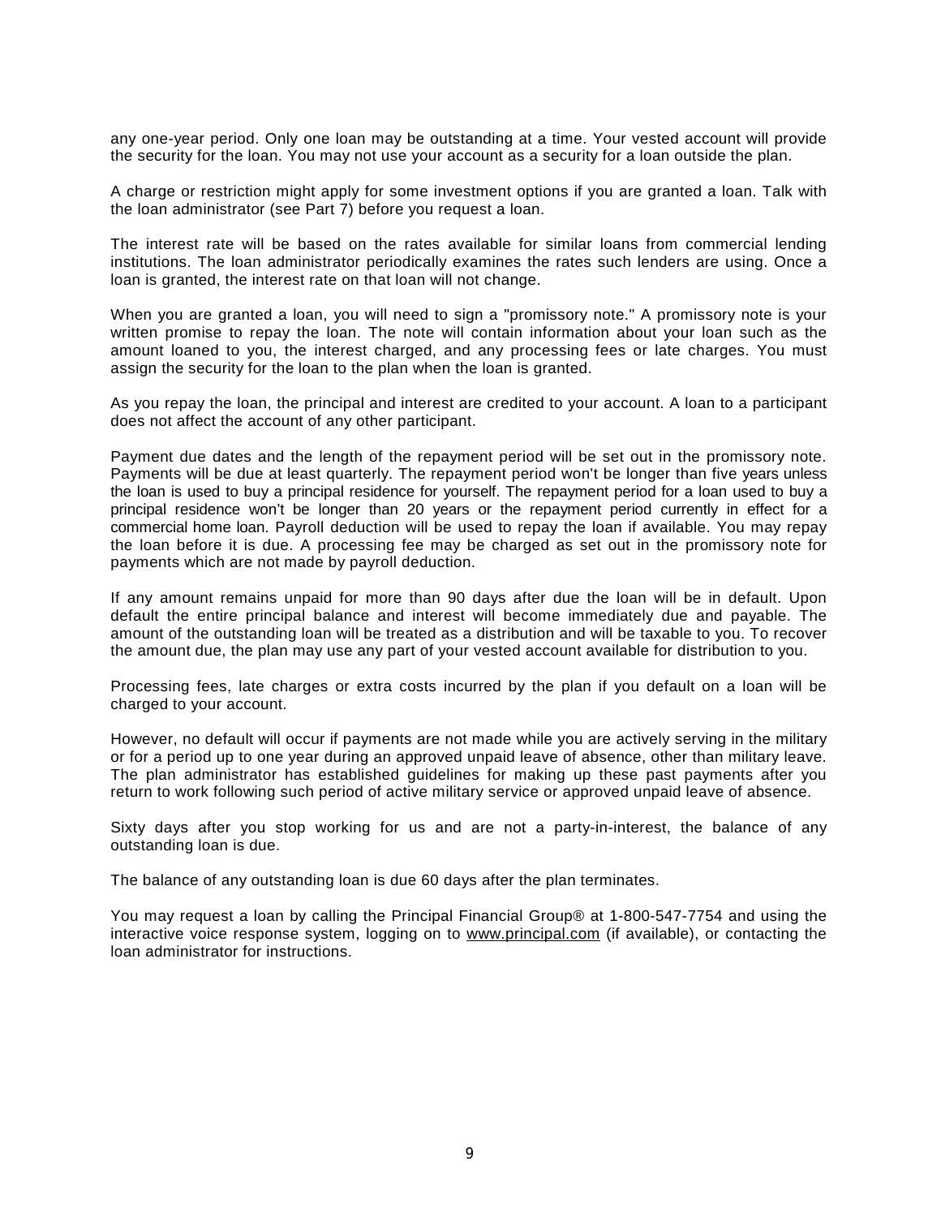any one-year period. Only one loan may be outstanding at a time. Your vested account will provide the security for the loan. You may not use your account as a security for a loan outside the plan.

A charge or restriction might apply for some investment options if you are granted a loan. Talk with the loan administrator (see Part 7) before you request a loan.

The interest rate will be based on the rates available for similar loans from commercial lending institutions. The loan administrator periodically examines the rates such lenders are using. Once a loan is granted, the interest rate on that loan will not change.

When you are granted a loan, you will need to sign a "promissory note." A promissory note is your written promise to repay the loan. The note will contain information about your loan such as the amount loaned to you, the interest charged, and any processing fees or late charges. You must assign the security for the loan to the plan when the loan is granted.

As you repay the loan, the principal and interest are credited to your account. A loan to a participant does not affect the account of any other participant.

Payment due dates and the length of the repayment period will be set out in the promissory note. Payments will be due at least quarterly. The repayment period won't be longer than five years unless the loan is used to buy a principal residence for yourself. The repayment period for a loan used to buy a principal residence won't be longer than 20 years or the repayment period currently in effect for a commercial home loan. Payroll deduction will be used to repay the loan if available. You may repay the loan before it is due. A processing fee may be charged as set out in the promissory note for payments which are not made by payroll deduction.

If any amount remains unpaid for more than 90 days after due the loan will be in default. Upon default the entire principal balance and interest will become immediately due and payable. The amount of the outstanding loan will be treated as a distribution and will be taxable to you. To recover the amount due, the plan may use any part of your vested account available for distribution to you.

Processing fees, late charges or extra costs incurred by the plan if you default on a loan will be charged to your account.

However, no default will occur if payments are not made while you are actively serving in the military or for a period up to one year during an approved unpaid leave of absence, other than military leave. The plan administrator has established guidelines for making up these past payments after you return to work following such period of active military service or approved unpaid leave of absence.

Sixty days after you stop working for us and are not a party-in-interest, the balance of any outstanding loan is due.

The balance of any outstanding loan is due 60 days after the plan terminates.

You may request a loan by calling the Principal Financial Group® at 1-800-547-7754 and using the interactive voice response system, logging on to www.principal.com (if available), or contacting the loan administrator for instructions.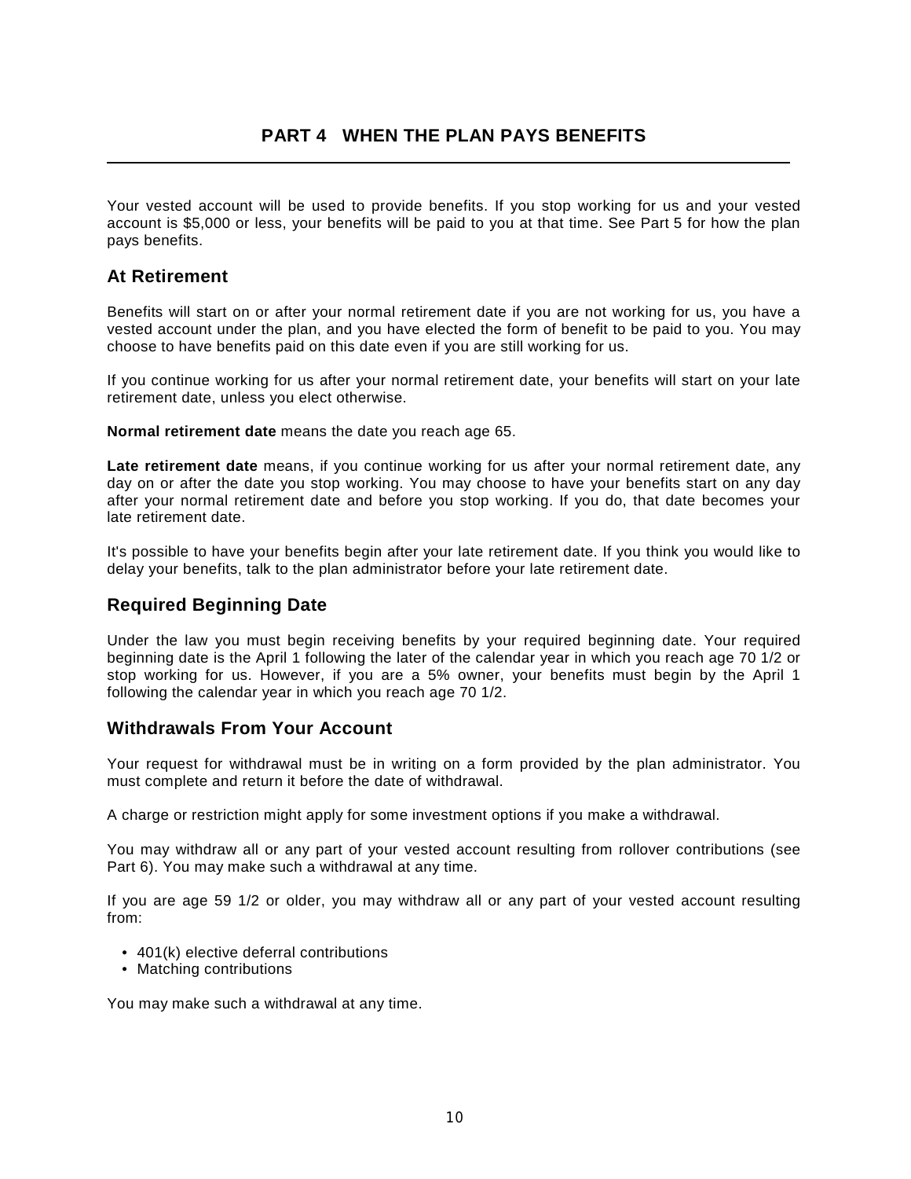# PART 4 WHEN THE PLAN PAYS BENEFITS

Your vested account will be used to provide benefits. If you stop working for us and your vested account is $5,000 or less, your benefits will be paid to you at that time. See Part 5 for how the plan pays benefits.

## At Retirement

Benefits will start on or after your normal retirement date if you are not working for us, you have a vested account under the plan, and you have elected the form of benefit to be paid to you. You may choose to have benefits paid on this date even if you are still working for us.

If you continue working for us after your normal retirement date, your benefits will start on your late retirement date, unless you elect otherwise.

**Normal retirement date** means the date you reach age 65.

**Late retirement date** means, if you continue working for us after your normal retirement date, any day on or after the date you stop working. You may choose to have your benefits start on any day after your normal retirement date and before you stop working. If you do, that date becomes your late retirement date.

It's possible to have your benefits begin after your late retirement date. If you think you would like to delay your benefits, talk to the plan administrator before your late retirement date.

## Required Beginning Date

Under the law you must begin receiving benefits by your required beginning date. Your required beginning date is the April 1 following the later of the calendar year in which you reach age 70 1/2 or stop working for us. However, if you are a 5% owner, your benefits must begin by the April 1 following the calendar year in which you reach age 70 1/2.

## Withdrawals From Your Account

Your request for withdrawal must be in writing on a form provided by the plan administrator. You must complete and return it before the date of withdrawal.

A charge or restriction might apply for some investment options if you make a withdrawal.

You may withdraw all or any part of your vested account resulting from rollover contributions (see Part 6). You may make such a withdrawal at any time.

If you are age 59 1/2 or older, you may withdraw all or any part of your vested account resulting from:

- 401(k) elective deferral contributions
- Matching contributions

You may make such a withdrawal at any time.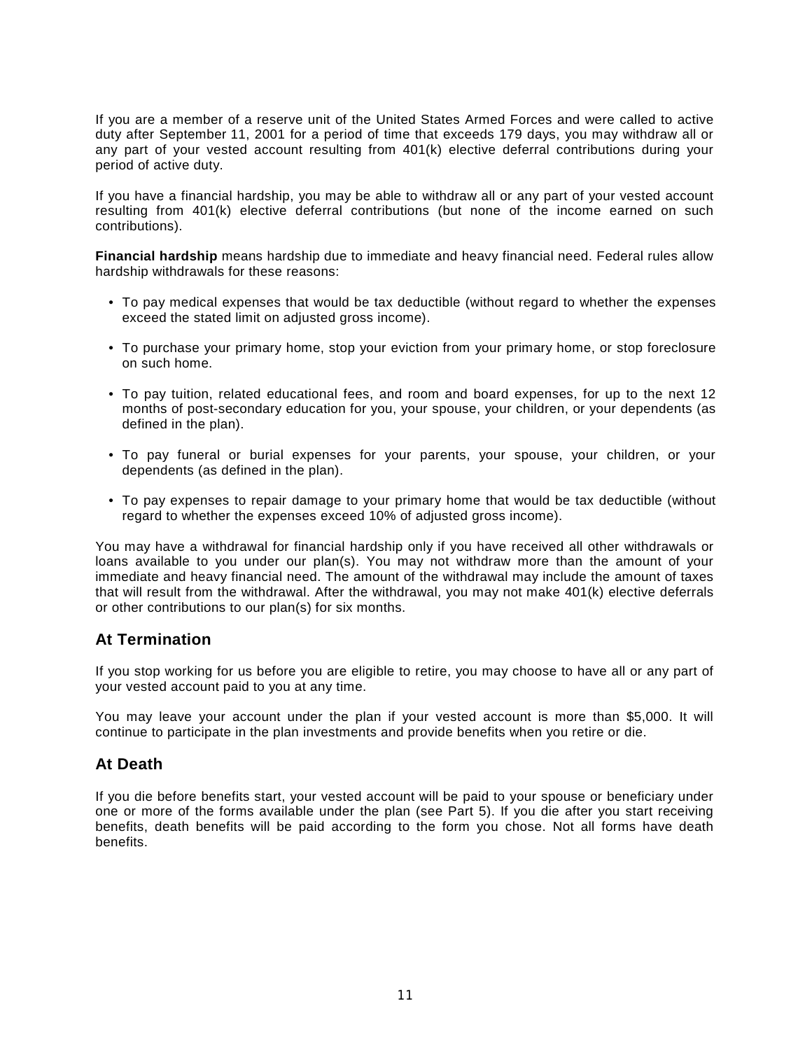If you are a member of a reserve unit of the United States Armed Forces and were called to active duty after September 11, 2001 for a period of time that exceeds 179 days, you may withdraw all or any part of your vested account resulting from 401(k) elective deferral contributions during your period of active duty.

If you have a financial hardship, you may be able to withdraw all or any part of your vested account resulting from 401(k) elective deferral contributions (but none of the income earned on such contributions).

**Financial hardship** means hardship due to immediate and heavy financial need. Federal rules allow hardship withdrawals for these reasons:

- To pay medical expenses that would be tax deductible (without regard to whether the expenses exceed the stated limit on adjusted gross income).
- To purchase your primary home, stop your eviction from your primary home, or stop foreclosure on such home.
- To pay tuition, related educational fees, and room and board expenses, for up to the next 12 months of post-secondary education for you, your spouse, your children, or your dependents (as defined in the plan).
- To pay funeral or burial expenses for your parents, your spouse, your children, or your dependents (as defined in the plan).
- To pay expenses to repair damage to your primary home that would be tax deductible (without regard to whether the expenses exceed 10% of adjusted gross income).

You may have a withdrawal for financial hardship only if you have received all other withdrawals or loans available to you under our plan(s). You may not withdraw more than the amount of your immediate and heavy financial need. The amount of the withdrawal may include the amount of taxes that will result from the withdrawal. After the withdrawal, you may not make 401(k) elective deferrals or other contributions to our plan(s) for six months.

## At Termination

If you stop working for us before you are eligible to retire, you may choose to have all or any part of your vested account paid to you at any time.

You may leave your account under the plan if your vested account is more than $5,000. It will continue to participate in the plan investments and provide benefits when you retire or die.

## At Death

If you die before benefits start, your vested account will be paid to your spouse or beneficiary under one or more of the forms available under the plan (see Part 5). If you die after you start receiving benefits, death benefits will be paid according to the form you chose. Not all forms have death benefits.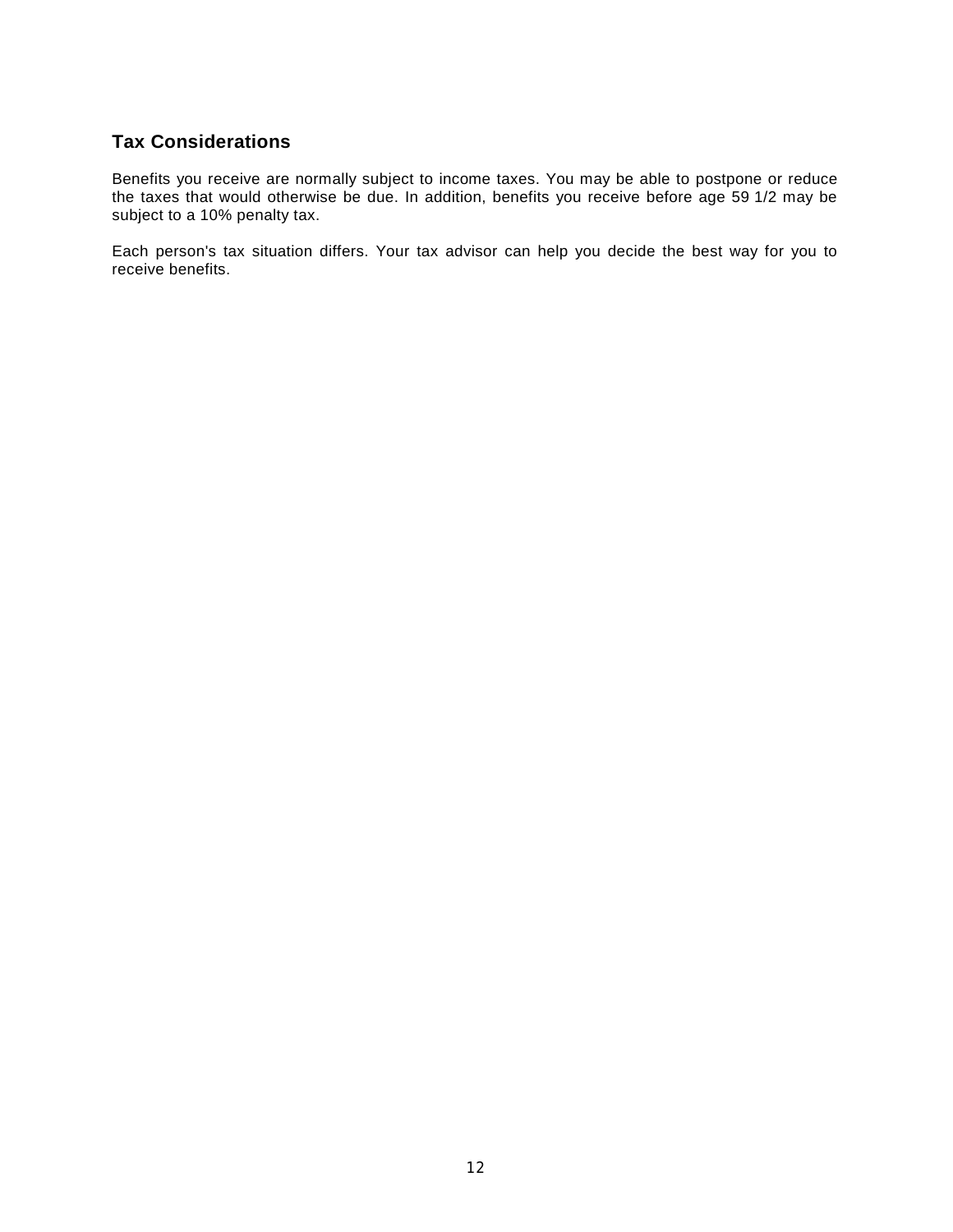## Tax Considerations

Benefits you receive are normally subject to income taxes. You may be able to postpone or reduce the taxes that would otherwise be due. In addition, benefits you receive before age 59 1/2 may be subject to a 10% penalty tax.

Each person's tax situation differs. Your tax advisor can help you decide the best way for you to receive benefits.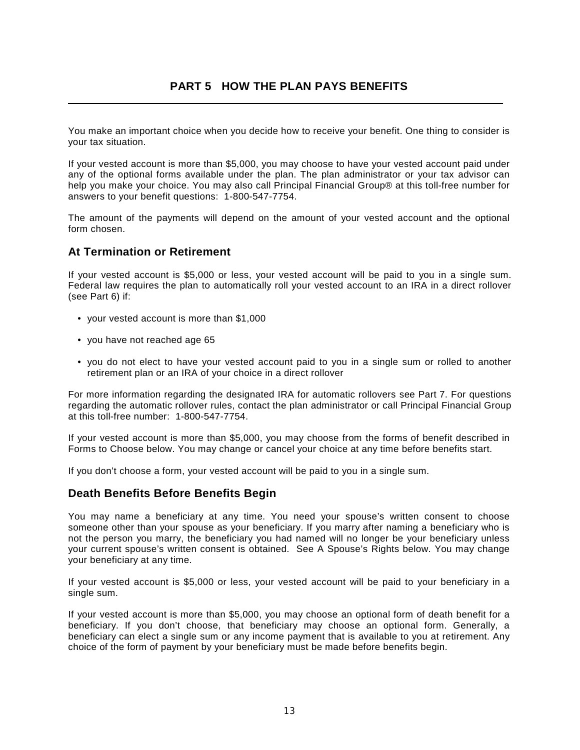# PART 5 HOW THE PLAN PAYS BENEFITS

You make an important choice when you decide how to receive your benefit. One thing to consider is your tax situation.

If your vested account is more than $5,000, you may choose to have your vested account paid under any of the optional forms available under the plan. The plan administrator or your tax advisor can help you make your choice. You may also call Principal Financial Group® at this toll-free number for answers to your benefit questions: 1-800-547-7754.

The amount of the payments will depend on the amount of your vested account and the optional form chosen.

## At Termination or Retirement

If your vested account is $5,000 or less, your vested account will be paid to you in a single sum. Federal law requires the plan to automatically roll your vested account to an IRA in a direct rollover (see Part 6) if:

- your vested account is more than $1,000
- you have not reached age 65
- you do not elect to have your vested account paid to you in a single sum or rolled to another retirement plan or an IRA of your choice in a direct rollover

For more information regarding the designated IRA for automatic rollovers see Part 7. For questions regarding the automatic rollover rules, contact the plan administrator or call Principal Financial Group at this toll-free number: 1-800-547-7754.

If your vested account is more than $5,000, you may choose from the forms of benefit described in Forms to Choose below. You may change or cancel your choice at any time before benefits start.

If you don't choose a form, your vested account will be paid to you in a single sum.

## Death Benefits Before Benefits Begin

You may name a beneficiary at any time. You need your spouse's written consent to choose someone other than your spouse as your beneficiary. If you marry after naming a beneficiary who is not the person you marry, the beneficiary you had named will no longer be your beneficiary unless your current spouse's written consent is obtained. See A Spouse's Rights below. You may change your beneficiary at any time.

If your vested account is $5,000 or less, your vested account will be paid to your beneficiary in a single sum.

If your vested account is more than $5,000, you may choose an optional form of death benefit for a beneficiary. If you don't choose, that beneficiary may choose an optional form. Generally, a beneficiary can elect a single sum or any income payment that is available to you at retirement. Any choice of the form of payment by your beneficiary must be made before benefits begin.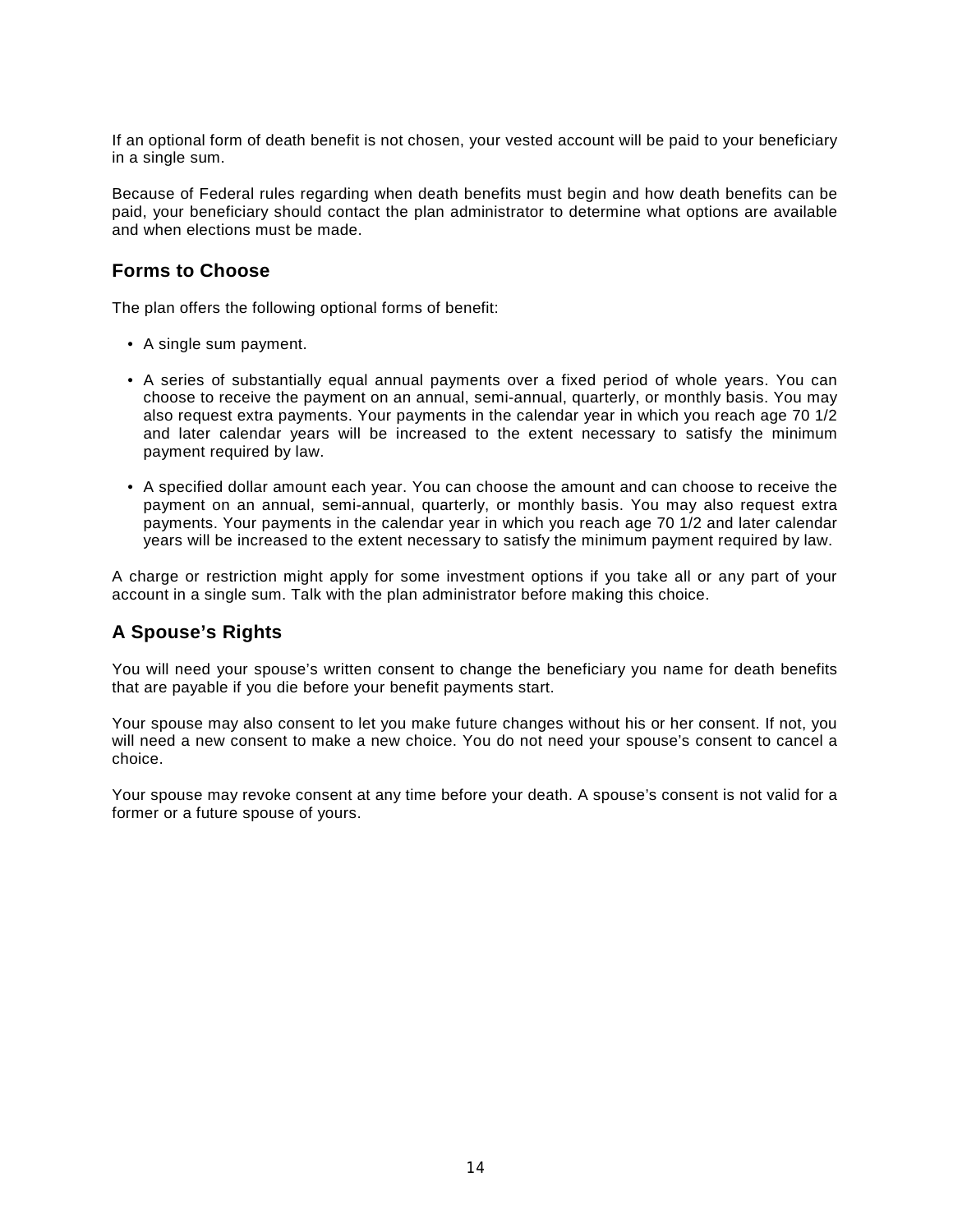If an optional form of death benefit is not chosen, your vested account will be paid to your beneficiary in a single sum.

Because of Federal rules regarding when death benefits must begin and how death benefits can be paid, your beneficiary should contact the plan administrator to determine what options are available and when elections must be made.

## Forms to Choose

The plan offers the following optional forms of benefit:

- A single sum payment.
- A series of substantially equal annual payments over a fixed period of whole years. You can choose to receive the payment on an annual, semi-annual, quarterly, or monthly basis. You may also request extra payments. Your payments in the calendar year in which you reach age 70 1/2 and later calendar years will be increased to the extent necessary to satisfy the minimum payment required by law.
- A specified dollar amount each year. You can choose the amount and can choose to receive the payment on an annual, semi-annual, quarterly, or monthly basis. You may also request extra payments. Your payments in the calendar year in which you reach age 70 1/2 and later calendar years will be increased to the extent necessary to satisfy the minimum payment required by law.

A charge or restriction might apply for some investment options if you take all or any part of your account in a single sum. Talk with the plan administrator before making this choice.

## A Spouse's Rights

You will need your spouse's written consent to change the beneficiary you name for death benefits that are payable if you die before your benefit payments start.

Your spouse may also consent to let you make future changes without his or her consent. If not, you will need a new consent to make a new choice. You do not need your spouse's consent to cancel a choice.

Your spouse may revoke consent at any time before your death. A spouse's consent is not valid for a former or a future spouse of yours.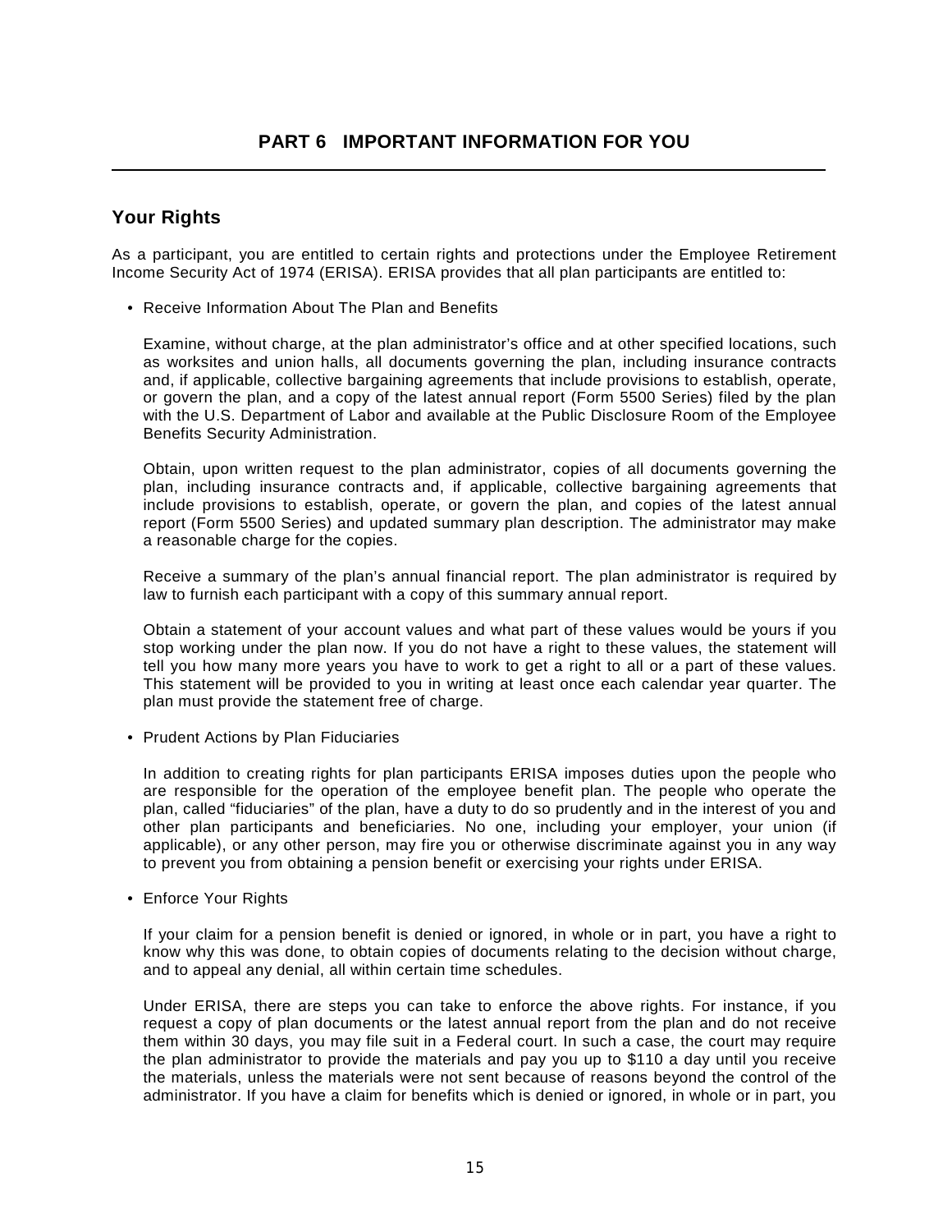# PART 6 IMPORTANT INFORMATION FOR YOU

## Your Rights

As a participant, you are entitled to certain rights and protections under the Employee Retirement Income Security Act of 1974 (ERISA). ERISA provides that all plan participants are entitled to:

- Receive Information About The Plan and Benefits

  Examine, without charge, at the plan administrator's office and at other specified locations, such as worksites and union halls, all documents governing the plan, including insurance contracts and, if applicable, collective bargaining agreements that include provisions to establish, operate, or govern the plan, and a copy of the latest annual report (Form 5500 Series) filed by the plan with the U.S. Department of Labor and available at the Public Disclosure Room of the Employee Benefits Security Administration.

  Obtain, upon written request to the plan administrator, copies of all documents governing the plan, including insurance contracts and, if applicable, collective bargaining agreements that include provisions to establish, operate, or govern the plan, and copies of the latest annual report (Form 5500 Series) and updated summary plan description. The administrator may make a reasonable charge for the copies.

  Receive a summary of the plan's annual financial report. The plan administrator is required by law to furnish each participant with a copy of this summary annual report.

  Obtain a statement of your account values and what part of these values would be yours if you stop working under the plan now. If you do not have a right to these values, the statement will tell you how many more years you have to work to get a right to all or a part of these values. This statement will be provided to you in writing at least once each calendar year quarter. The plan must provide the statement free of charge.

- Prudent Actions by Plan Fiduciaries

  In addition to creating rights for plan participants ERISA imposes duties upon the people who are responsible for the operation of the employee benefit plan. The people who operate the plan, called "fiduciaries" of the plan, have a duty to do so prudently and in the interest of you and other plan participants and beneficiaries. No one, including your employer, your union (if applicable), or any other person, may fire you or otherwise discriminate against you in any way to prevent you from obtaining a pension benefit or exercising your rights under ERISA.

- Enforce Your Rights

  If your claim for a pension benefit is denied or ignored, in whole or in part, you have a right to know why this was done, to obtain copies of documents relating to the decision without charge, and to appeal any denial, all within certain time schedules.

  Under ERISA, there are steps you can take to enforce the above rights. For instance, if you request a copy of plan documents or the latest annual report from the plan and do not receive them within 30 days, you may file suit in a Federal court. In such a case, the court may require the plan administrator to provide the materials and pay you up to $110 a day until you receive the materials, unless the materials were not sent because of reasons beyond the control of the administrator. If you have a claim for benefits which is denied or ignored, in whole or in part, you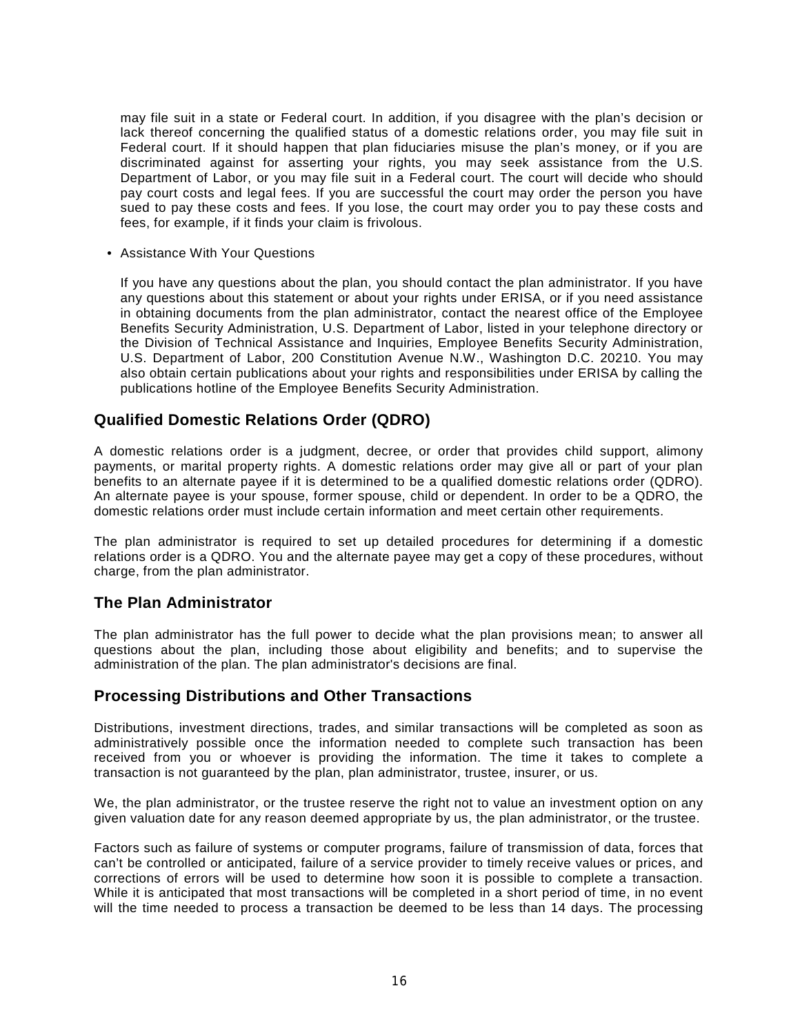may file suit in a state or Federal court. In addition, if you disagree with the plan's decision or lack thereof concerning the qualified status of a domestic relations order, you may file suit in Federal court. If it should happen that plan fiduciaries misuse the plan's money, or if you are discriminated against for asserting your rights, you may seek assistance from the U.S. Department of Labor, or you may file suit in a Federal court. The court will decide who should pay court costs and legal fees. If you are successful the court may order the person you have sued to pay these costs and fees. If you lose, the court may order you to pay these costs and fees, for example, if it finds your claim is frivolous.

- Assistance With Your Questions

  If you have any questions about the plan, you should contact the plan administrator. If you have any questions about this statement or about your rights under ERISA, or if you need assistance in obtaining documents from the plan administrator, contact the nearest office of the Employee Benefits Security Administration, U.S. Department of Labor, listed in your telephone directory or the Division of Technical Assistance and Inquiries, Employee Benefits Security Administration, U.S. Department of Labor, 200 Constitution Avenue N.W., Washington D.C. 20210. You may also obtain certain publications about your rights and responsibilities under ERISA by calling the publications hotline of the Employee Benefits Security Administration.

## Qualified Domestic Relations Order (QDRO)

A domestic relations order is a judgment, decree, or order that provides child support, alimony payments, or marital property rights. A domestic relations order may give all or part of your plan benefits to an alternate payee if it is determined to be a qualified domestic relations order (QDRO). An alternate payee is your spouse, former spouse, child or dependent. In order to be a QDRO, the domestic relations order must include certain information and meet certain other requirements.

The plan administrator is required to set up detailed procedures for determining if a domestic relations order is a QDRO. You and the alternate payee may get a copy of these procedures, without charge, from the plan administrator.

## The Plan Administrator

The plan administrator has the full power to decide what the plan provisions mean; to answer all questions about the plan, including those about eligibility and benefits; and to supervise the administration of the plan. The plan administrator's decisions are final.

## Processing Distributions and Other Transactions

Distributions, investment directions, trades, and similar transactions will be completed as soon as administratively possible once the information needed to complete such transaction has been received from you or whoever is providing the information. The time it takes to complete a transaction is not guaranteed by the plan, plan administrator, trustee, insurer, or us.

We, the plan administrator, or the trustee reserve the right not to value an investment option on any given valuation date for any reason deemed appropriate by us, the plan administrator, or the trustee.

Factors such as failure of systems or computer programs, failure of transmission of data, forces that can't be controlled or anticipated, failure of a service provider to timely receive values or prices, and corrections of errors will be used to determine how soon it is possible to complete a transaction. While it is anticipated that most transactions will be completed in a short period of time, in no event will the time needed to process a transaction be deemed to be less than 14 days. The processing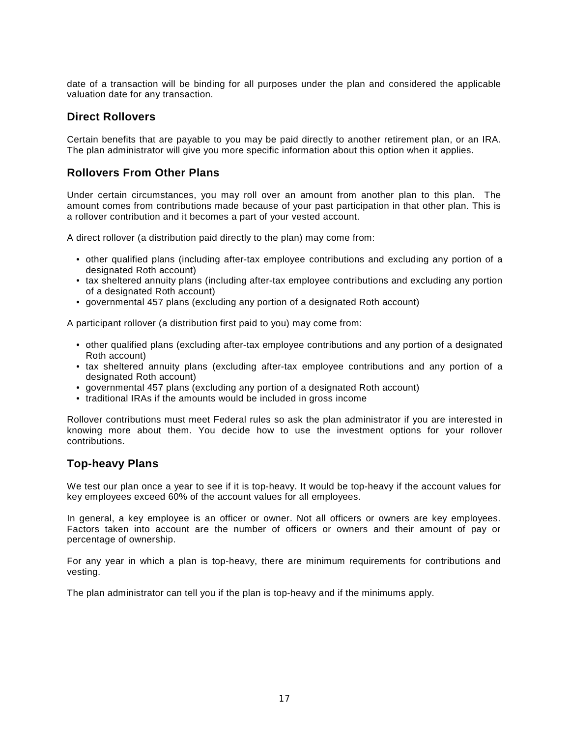date of a transaction will be binding for all purposes under the plan and considered the applicable valuation date for any transaction.

## Direct Rollovers

Certain benefits that are payable to you may be paid directly to another retirement plan, or an IRA. The plan administrator will give you more specific information about this option when it applies.

## Rollovers From Other Plans

Under certain circumstances, you may roll over an amount from another plan to this plan. The amount comes from contributions made because of your past participation in that other plan. This is a rollover contribution and it becomes a part of your vested account.

A direct rollover (a distribution paid directly to the plan) may come from:

- other qualified plans (including after-tax employee contributions and excluding any portion of a designated Roth account)
- tax sheltered annuity plans (including after-tax employee contributions and excluding any portion of a designated Roth account)
- governmental 457 plans (excluding any portion of a designated Roth account)

A participant rollover (a distribution first paid to you) may come from:

- other qualified plans (excluding after-tax employee contributions and any portion of a designated Roth account)
- tax sheltered annuity plans (excluding after-tax employee contributions and any portion of a designated Roth account)
- governmental 457 plans (excluding any portion of a designated Roth account)
- traditional IRAs if the amounts would be included in gross income

Rollover contributions must meet Federal rules so ask the plan administrator if you are interested in knowing more about them. You decide how to use the investment options for your rollover contributions.

## Top-heavy Plans

We test our plan once a year to see if it is top-heavy. It would be top-heavy if the account values for key employees exceed 60% of the account values for all employees.

In general, a key employee is an officer or owner. Not all officers or owners are key employees. Factors taken into account are the number of officers or owners and their amount of pay or percentage of ownership.

For any year in which a plan is top-heavy, there are minimum requirements for contributions and vesting.

The plan administrator can tell you if the plan is top-heavy and if the minimums apply.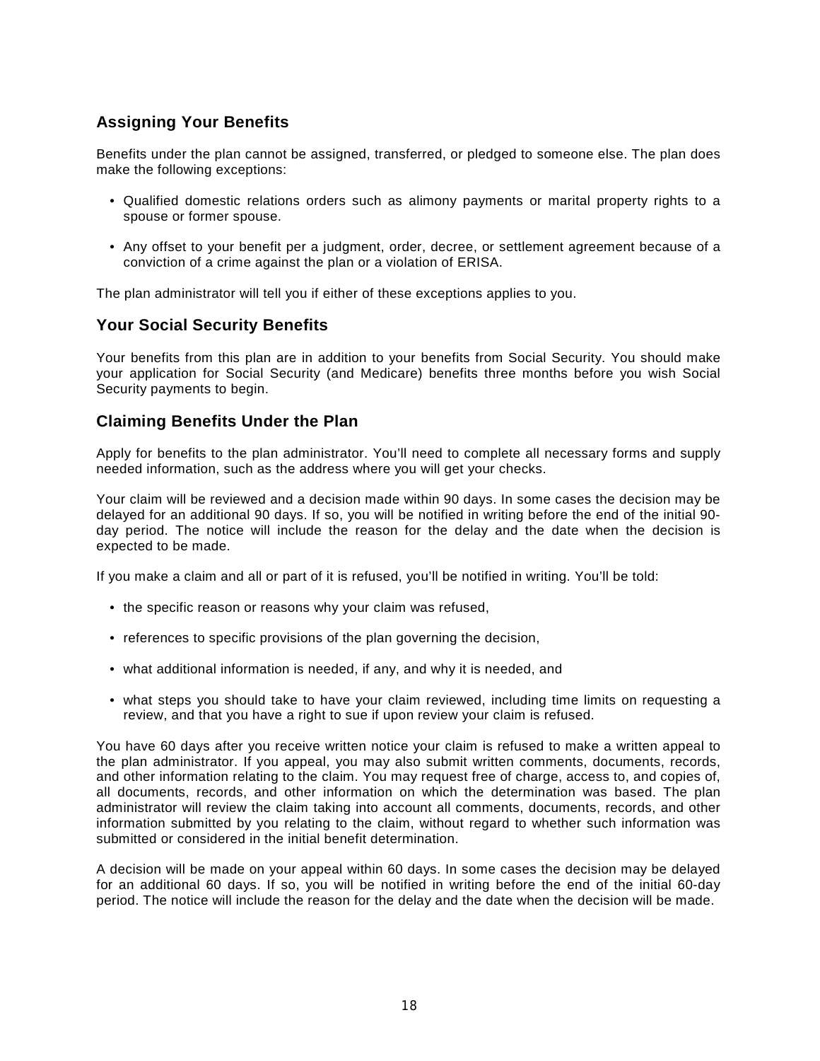## Assigning Your Benefits

Benefits under the plan cannot be assigned, transferred, or pledged to someone else. The plan does make the following exceptions:

- Qualified domestic relations orders such as alimony payments or marital property rights to a spouse or former spouse.
- Any offset to your benefit per a judgment, order, decree, or settlement agreement because of a conviction of a crime against the plan or a violation of ERISA.

The plan administrator will tell you if either of these exceptions applies to you.

## Your Social Security Benefits

Your benefits from this plan are in addition to your benefits from Social Security. You should make your application for Social Security (and Medicare) benefits three months before you wish Social Security payments to begin.

## Claiming Benefits Under the Plan

Apply for benefits to the plan administrator. You'll need to complete all necessary forms and supply needed information, such as the address where you will get your checks.

Your claim will be reviewed and a decision made within 90 days. In some cases the decision may be delayed for an additional 90 days. If so, you will be notified in writing before the end of the initial 90-day period. The notice will include the reason for the delay and the date when the decision is expected to be made.

If you make a claim and all or part of it is refused, you'll be notified in writing. You'll be told:

- the specific reason or reasons why your claim was refused,
- references to specific provisions of the plan governing the decision,
- what additional information is needed, if any, and why it is needed, and
- what steps you should take to have your claim reviewed, including time limits on requesting a review, and that you have a right to sue if upon review your claim is refused.

You have 60 days after you receive written notice your claim is refused to make a written appeal to the plan administrator. If you appeal, you may also submit written comments, documents, records, and other information relating to the claim. You may request free of charge, access to, and copies of, all documents, records, and other information on which the determination was based. The plan administrator will review the claim taking into account all comments, documents, records, and other information submitted by you relating to the claim, without regard to whether such information was submitted or considered in the initial benefit determination.

A decision will be made on your appeal within 60 days. In some cases the decision may be delayed for an additional 60 days. If so, you will be notified in writing before the end of the initial 60-day period. The notice will include the reason for the delay and the date when the decision will be made.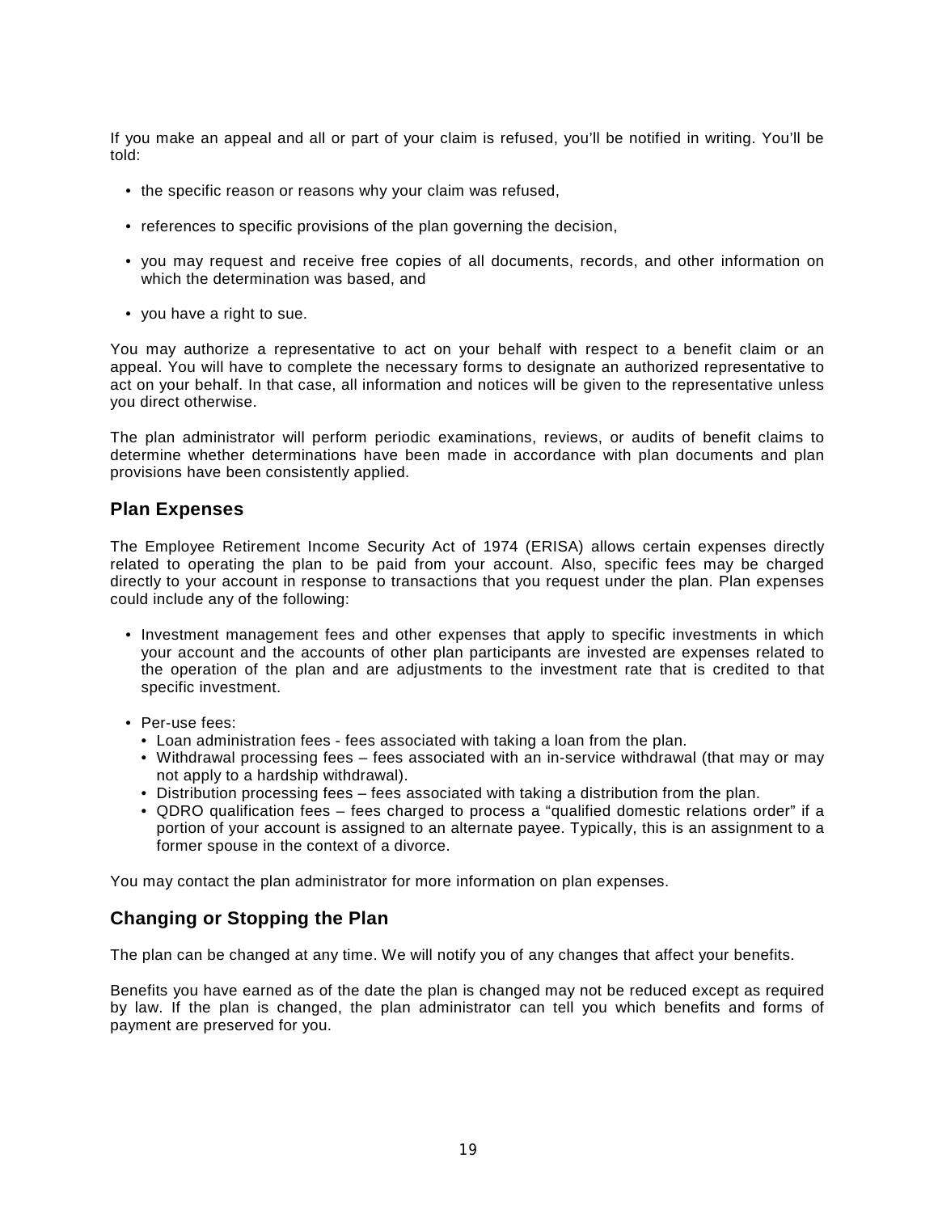If you make an appeal and all or part of your claim is refused, you'll be notified in writing. You'll be told:

- the specific reason or reasons why your claim was refused,
- references to specific provisions of the plan governing the decision,
- you may request and receive free copies of all documents, records, and other information on which the determination was based, and
- you have a right to sue.

You may authorize a representative to act on your behalf with respect to a benefit claim or an appeal. You will have to complete the necessary forms to designate an authorized representative to act on your behalf. In that case, all information and notices will be given to the representative unless you direct otherwise.

The plan administrator will perform periodic examinations, reviews, or audits of benefit claims to determine whether determinations have been made in accordance with plan documents and plan provisions have been consistently applied.

## Plan Expenses

The Employee Retirement Income Security Act of 1974 (ERISA) allows certain expenses directly related to operating the plan to be paid from your account. Also, specific fees may be charged directly to your account in response to transactions that you request under the plan. Plan expenses could include any of the following:

- Investment management fees and other expenses that apply to specific investments in which your account and the accounts of other plan participants are invested are expenses related to the operation of the plan and are adjustments to the investment rate that is credited to that specific investment.
- Per-use fees:
  - Loan administration fees - fees associated with taking a loan from the plan.
  - Withdrawal processing fees – fees associated with an in-service withdrawal (that may or may not apply to a hardship withdrawal).
  - Distribution processing fees – fees associated with taking a distribution from the plan.
  - QDRO qualification fees – fees charged to process a "qualified domestic relations order" if a portion of your account is assigned to an alternate payee. Typically, this is an assignment to a former spouse in the context of a divorce.

You may contact the plan administrator for more information on plan expenses.

## Changing or Stopping the Plan

The plan can be changed at any time. We will notify you of any changes that affect your benefits.

Benefits you have earned as of the date the plan is changed may not be reduced except as required by law. If the plan is changed, the plan administrator can tell you which benefits and forms of payment are preserved for you.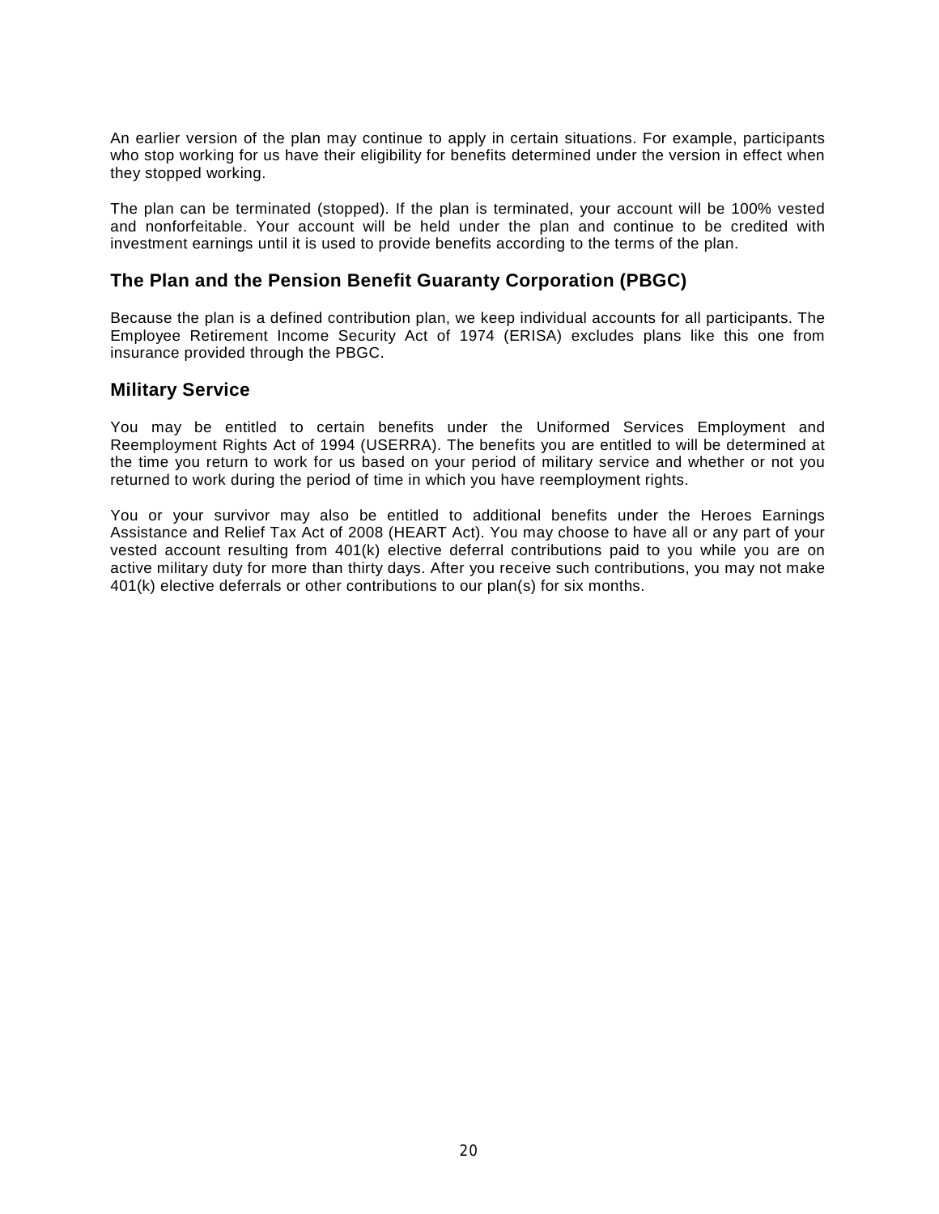An earlier version of the plan may continue to apply in certain situations. For example, participants who stop working for us have their eligibility for benefits determined under the version in effect when they stopped working.

The plan can be terminated (stopped). If the plan is terminated, your account will be 100% vested and nonforfeitable. Your account will be held under the plan and continue to be credited with investment earnings until it is used to provide benefits according to the terms of the plan.

## The Plan and the Pension Benefit Guaranty Corporation (PBGC)

Because the plan is a defined contribution plan, we keep individual accounts for all participants. The Employee Retirement Income Security Act of 1974 (ERISA) excludes plans like this one from insurance provided through the PBGC.

## Military Service

You may be entitled to certain benefits under the Uniformed Services Employment and Reemployment Rights Act of 1994 (USERRA). The benefits you are entitled to will be determined at the time you return to work for us based on your period of military service and whether or not you returned to work during the period of time in which you have reemployment rights.

You or your survivor may also be entitled to additional benefits under the Heroes Earnings Assistance and Relief Tax Act of 2008 (HEART Act). You may choose to have all or any part of your vested account resulting from 401(k) elective deferral contributions paid to you while you are on active military duty for more than thirty days. After you receive such contributions, you may not make 401(k) elective deferrals or other contributions to our plan(s) for six months.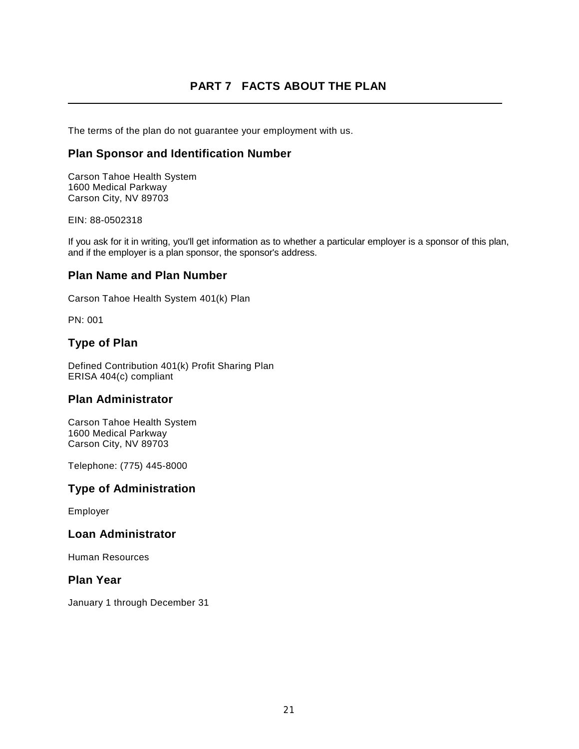# PART 7 FACTS ABOUT THE PLAN

The terms of the plan do not guarantee your employment with us.

## Plan Sponsor and Identification Number

Carson Tahoe Health System
1600 Medical Parkway
Carson City, NV 89703

EIN: 88-0502318

If you ask for it in writing, you'll get information as to whether a particular employer is a sponsor of this plan, and if the employer is a plan sponsor, the sponsor's address.

## Plan Name and Plan Number

Carson Tahoe Health System 401(k) Plan

PN: 001

## Type of Plan

Defined Contribution 401(k) Profit Sharing Plan
ERISA 404(c) compliant

## Plan Administrator

Carson Tahoe Health System
1600 Medical Parkway
Carson City, NV 89703

Telephone: (775) 445-8000

## Type of Administration

Employer

## Loan Administrator

Human Resources

## Plan Year

January 1 through December 31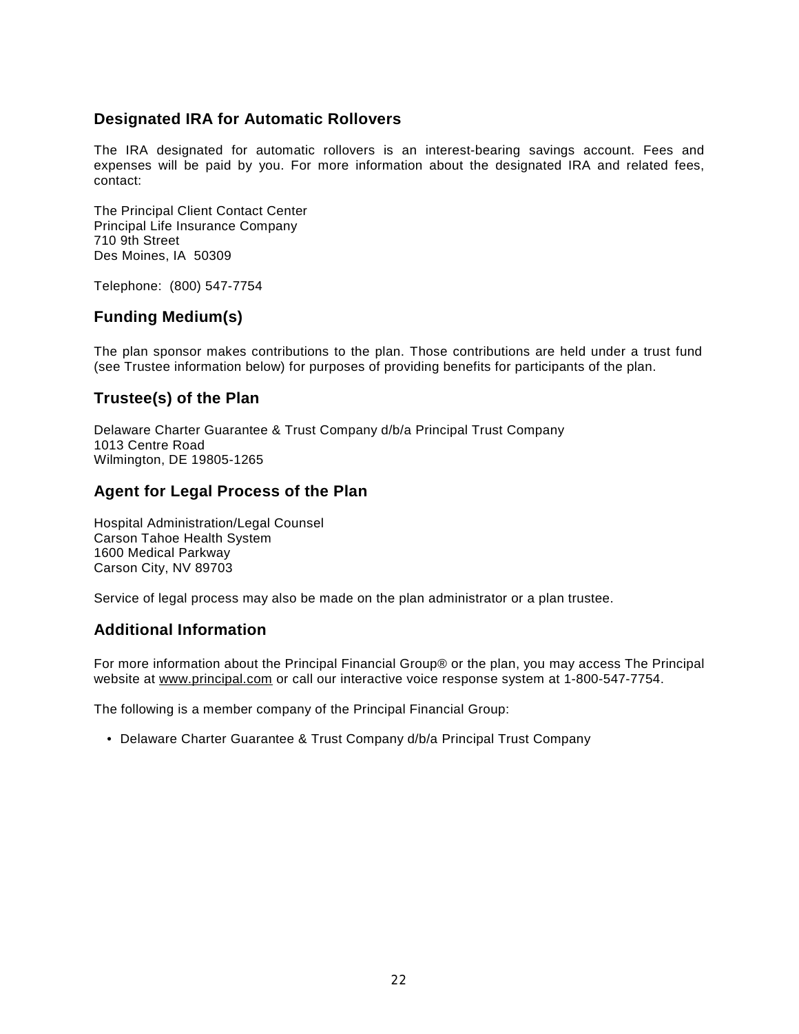## Designated IRA for Automatic Rollovers

The IRA designated for automatic rollovers is an interest-bearing savings account. Fees and expenses will be paid by you. For more information about the designated IRA and related fees, contact:

The Principal Client Contact Center
Principal Life Insurance Company
710 9th Street
Des Moines, IA 50309

Telephone: (800) 547-7754

## Funding Medium(s)

The plan sponsor makes contributions to the plan. Those contributions are held under a trust fund (see Trustee information below) for purposes of providing benefits for participants of the plan.

## Trustee(s) of the Plan

Delaware Charter Guarantee & Trust Company d/b/a Principal Trust Company
1013 Centre Road
Wilmington, DE 19805-1265

## Agent for Legal Process of the Plan

Hospital Administration/Legal Counsel
Carson Tahoe Health System
1600 Medical Parkway
Carson City, NV 89703

Service of legal process may also be made on the plan administrator or a plan trustee.

## Additional Information

For more information about the Principal Financial Group® or the plan, you may access The Principal website at www.principal.com or call our interactive voice response system at 1-800-547-7754.

The following is a member company of the Principal Financial Group:

- Delaware Charter Guarantee & Trust Company d/b/a Principal Trust Company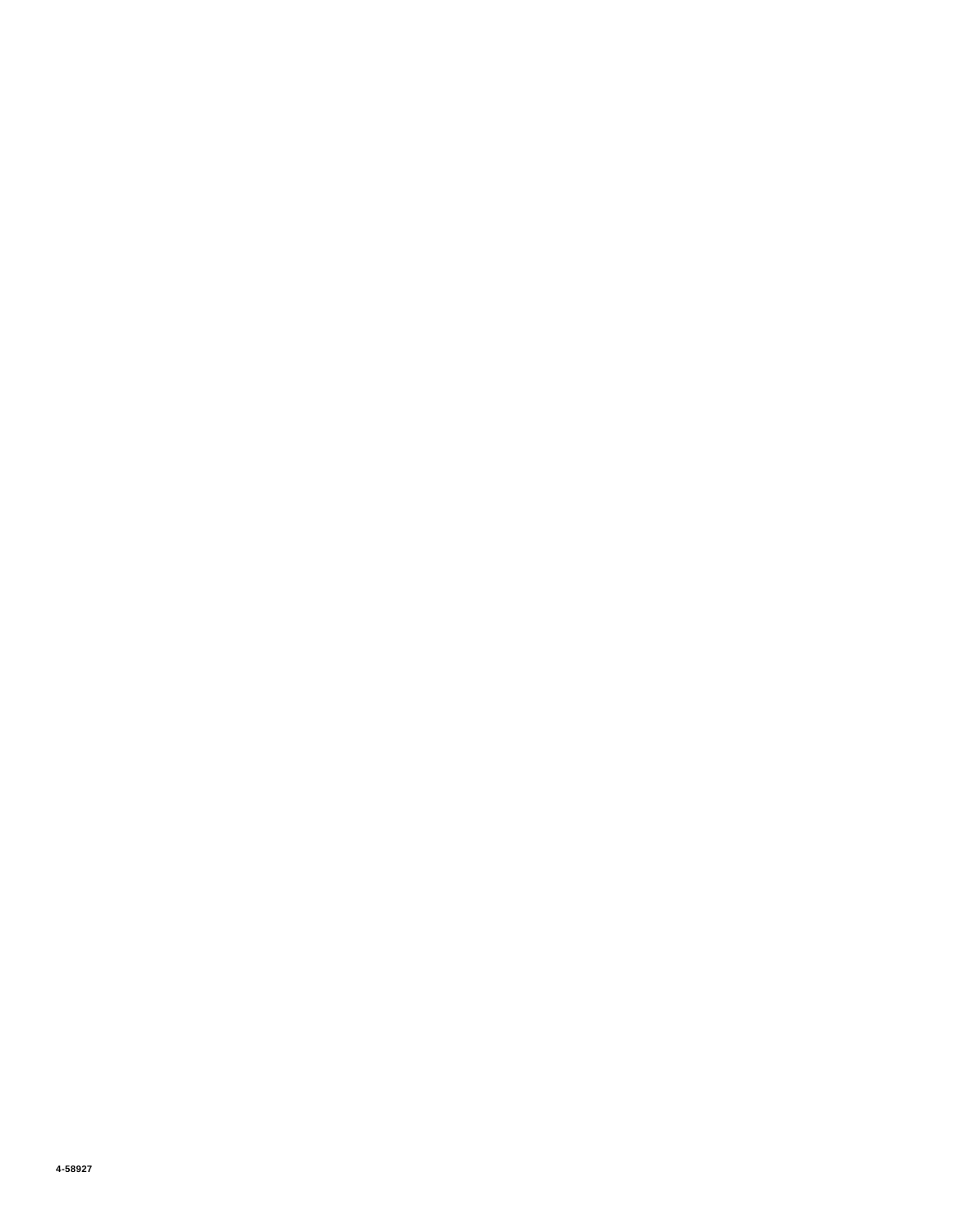4-58927